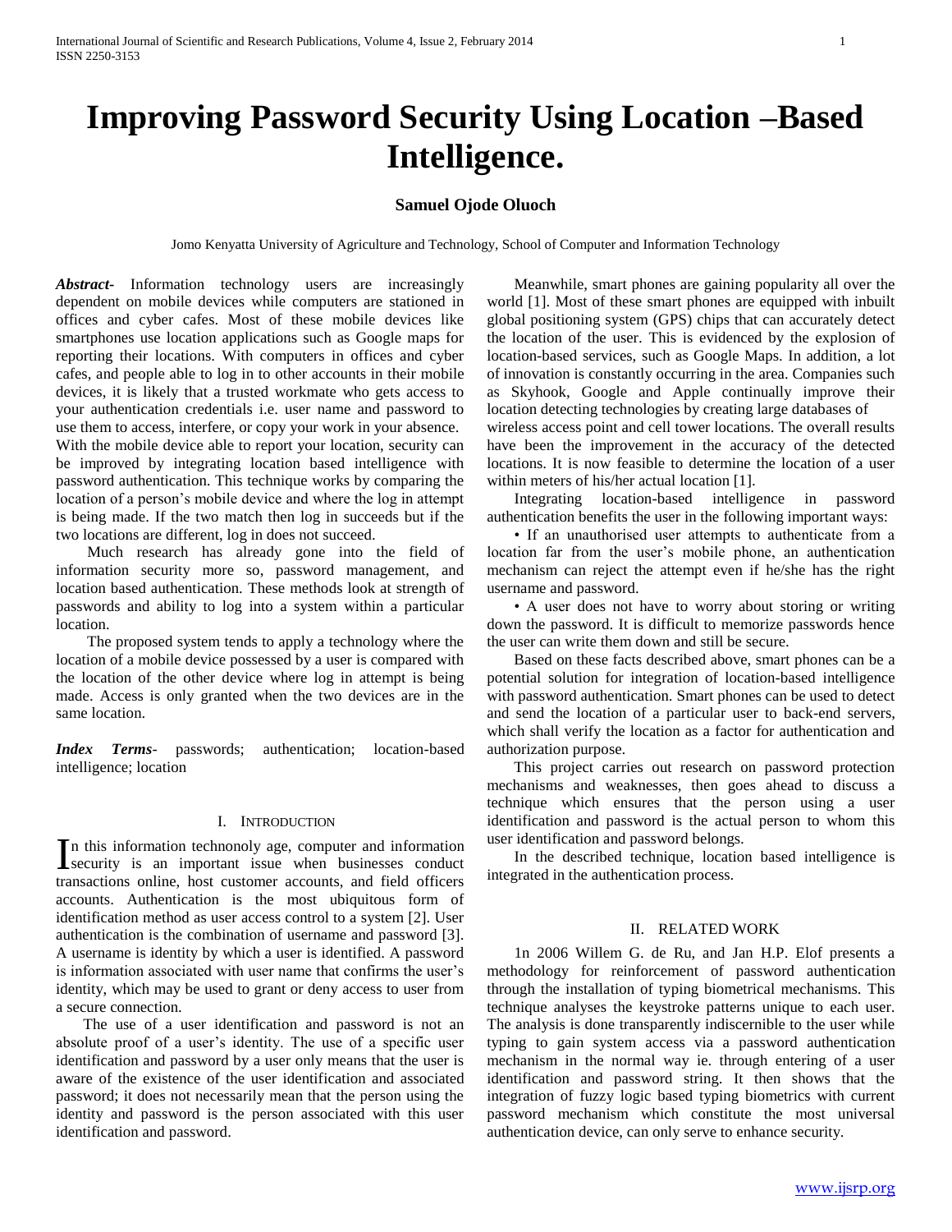# Improving Password Security Using Location –Based Intelligence.

**Samuel Ojode Oluoch**

Jomo Kenyatta University of Agriculture and Technology, School of Computer and Information Technology

***Abstract-*** Information technology users are increasingly dependent on mobile devices while computers are stationed in offices and cyber cafes. Most of these mobile devices like smartphones use location applications such as Google maps for reporting their locations. With computers in offices and cyber cafes, and people able to log in to other accounts in their mobile devices, it is likely that a trusted workmate who gets access to your authentication credentials i.e. user name and password to use them to access, interfere, or copy your work in your absence. With the mobile device able to report your location, security can be improved by integrating location based intelligence with password authentication. This technique works by comparing the location of a person's mobile device and where the log in attempt is being made. If the two match then log in succeeds but if the two locations are different, log in does not succeed.

Much research has already gone into the field of information security more so, password management, and location based authentication. These methods look at strength of passwords and ability to log into a system within a particular location.

The proposed system tends to apply a technology where the location of a mobile device possessed by a user is compared with the location of the other device where log in attempt is being made. Access is only granted when the two devices are in the same location.

***Index Terms-*** passwords; authentication; location-based intelligence; location

## I. Introduction

In this information technonoly age, computer and information security is an important issue when businesses conduct transactions online, host customer accounts, and field officers accounts. Authentication is the most ubiquitous form of identification method as user access control to a system [2]. User authentication is the combination of username and password [3]. A username is identity by which a user is identified. A password is information associated with user name that confirms the user's identity, which may be used to grant or deny access to user from a secure connection.

The use of a user identification and password is not an absolute proof of a user's identity. The use of a specific user identification and password by a user only means that the user is aware of the existence of the user identification and associated password; it does not necessarily mean that the person using the identity and password is the person associated with this user identification and password.

Meanwhile, smart phones are gaining popularity all over the world [1]. Most of these smart phones are equipped with inbuilt global positioning system (GPS) chips that can accurately detect the location of the user. This is evidenced by the explosion of location-based services, such as Google Maps. In addition, a lot of innovation is constantly occurring in the area. Companies such as Skyhook, Google and Apple continually improve their location detecting technologies by creating large databases of wireless access point and cell tower locations. The overall results have been the improvement in the accuracy of the detected locations. It is now feasible to determine the location of a user within meters of his/her actual location [1].

Integrating location-based intelligence in password authentication benefits the user in the following important ways:

- If an unauthorised user attempts to authenticate from a location far from the user's mobile phone, an authentication mechanism can reject the attempt even if he/she has the right username and password.
- A user does not have to worry about storing or writing down the password. It is difficult to memorize passwords hence the user can write them down and still be secure.

Based on these facts described above, smart phones can be a potential solution for integration of location-based intelligence with password authentication. Smart phones can be used to detect and send the location of a particular user to back-end servers, which shall verify the location as a factor for authentication and authorization purpose.

This project carries out research on password protection mechanisms and weaknesses, then goes ahead to discuss a technique which ensures that the person using a user identification and password is the actual person to whom this user identification and password belongs.

In the described technique, location based intelligence is integrated in the authentication process.

## II. Related Work

1n 2006 Willem G. de Ru, and Jan H.P. Elof presents a methodology for reinforcement of password authentication through the installation of typing biometrical mechanisms. This technique analyses the keystroke patterns unique to each user. The analysis is done transparently indiscernible to the user while typing to gain system access via a password authentication mechanism in the normal way ie. through entering of a user identification and password string. It then shows that the integration of fuzzy logic based typing biometrics with current password mechanism which constitute the most universal authentication device, can only serve to enhance security.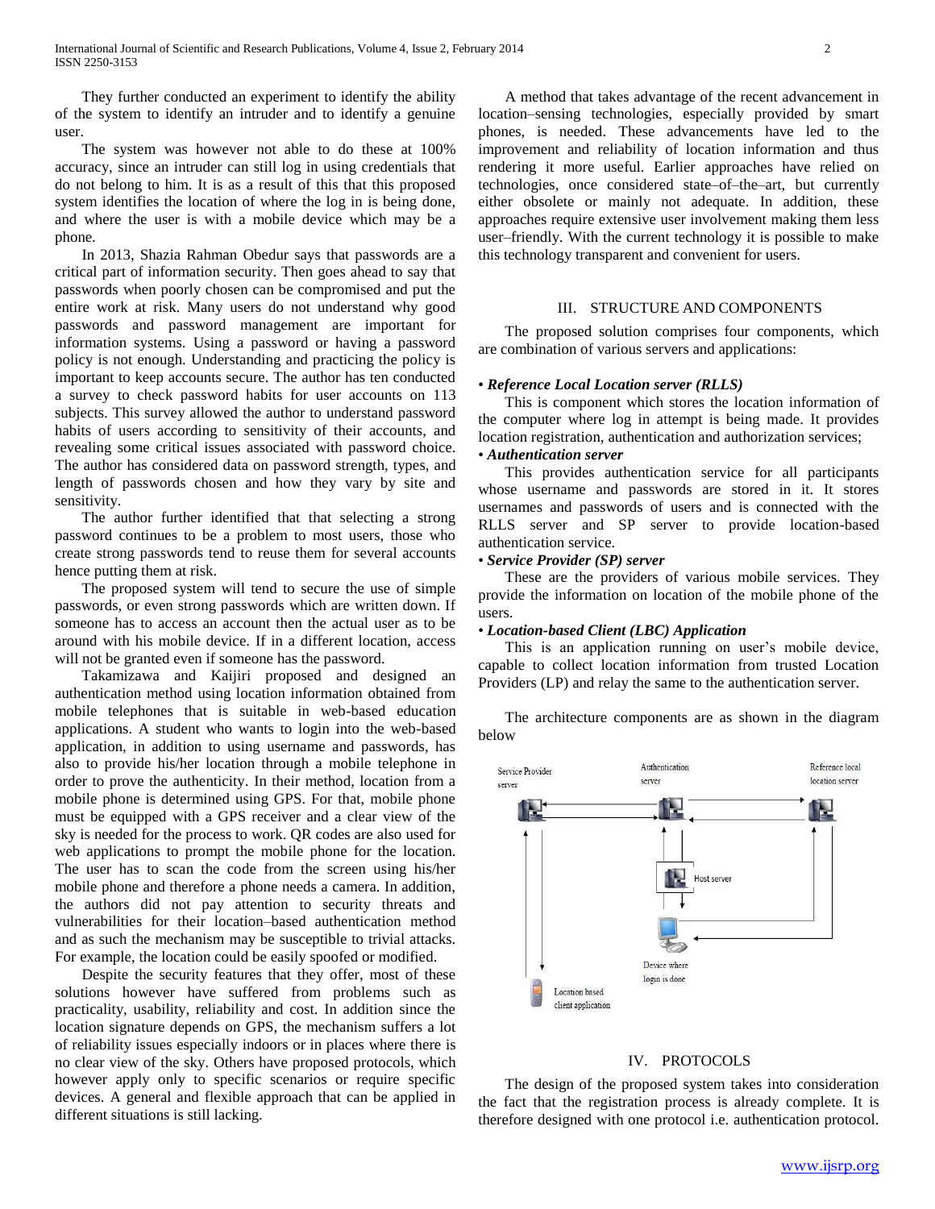They further conducted an experiment to identify the ability of the system to identify an intruder and to identify a genuine user.

The system was however not able to do these at 100% accuracy, since an intruder can still log in using credentials that do not belong to him. It is as a result of this that this proposed system identifies the location of where the log in is being done, and where the user is with a mobile device which may be a phone.

In 2013, Shazia Rahman Obedur says that passwords are a critical part of information security. Then goes ahead to say that passwords when poorly chosen can be compromised and put the entire work at risk. Many users do not understand why good passwords and password management are important for information systems. Using a password or having a password policy is not enough. Understanding and practicing the policy is important to keep accounts secure. The author has ten conducted a survey to check password habits for user accounts on 113 subjects. This survey allowed the author to understand password habits of users according to sensitivity of their accounts, and revealing some critical issues associated with password choice. The author has considered data on password strength, types, and length of passwords chosen and how they vary by site and sensitivity.

The author further identified that that selecting a strong password continues to be a problem to most users, those who create strong passwords tend to reuse them for several accounts hence putting them at risk.

The proposed system will tend to secure the use of simple passwords, or even strong passwords which are written down. If someone has to access an account then the actual user as to be around with his mobile device. If in a different location, access will not be granted even if someone has the password.

Takamizawa and Kaijiri proposed and designed an authentication method using location information obtained from mobile telephones that is suitable in web-based education applications. A student who wants to login into the web-based application, in addition to using username and passwords, has also to provide his/her location through a mobile telephone in order to prove the authenticity. In their method, location from a mobile phone is determined using GPS. For that, mobile phone must be equipped with a GPS receiver and a clear view of the sky is needed for the process to work. QR codes are also used for web applications to prompt the mobile phone for the location. The user has to scan the code from the screen using his/her mobile phone and therefore a phone needs a camera. In addition, the authors did not pay attention to security threats and vulnerabilities for their location–based authentication method and as such the mechanism may be susceptible to trivial attacks. For example, the location could be easily spoofed or modified.

Despite the security features that they offer, most of these solutions however have suffered from problems such as practicality, usability, reliability and cost. In addition since the location signature depends on GPS, the mechanism suffers a lot of reliability issues especially indoors or in places where there is no clear view of the sky. Others have proposed protocols, which however apply only to specific scenarios or require specific devices. A general and flexible approach that can be applied in different situations is still lacking.

A method that takes advantage of the recent advancement in location–sensing technologies, especially provided by smart phones, is needed. These advancements have led to the improvement and reliability of location information and thus rendering it more useful. Earlier approaches have relied on technologies, once considered state–of–the–art, but currently either obsolete or mainly not adequate. In addition, these approaches require extensive user involvement making them less user–friendly. With the current technology it is possible to make this technology transparent and convenient for users.

## III. STRUCTURE AND COMPONENTS

The proposed solution comprises four components, which are combination of various servers and applications:

• ***Reference Local Location server (RLLS)***

This is component which stores the location information of the computer where log in attempt is being made. It provides location registration, authentication and authorization services;

• ***Authentication server***

This provides authentication service for all participants whose username and passwords are stored in it. It stores usernames and passwords of users and is connected with the RLLS server and SP server to provide location-based authentication service.

• ***Service Provider (SP) server***

These are the providers of various mobile services. They provide the information on location of the mobile phone of the users.

• ***Location-based Client (LBC) Application***

This is an application running on user's mobile device, capable to collect location information from trusted Location Providers (LP) and relay the same to the authentication server.

The architecture components are as shown in the diagram below

Service Provider server

Authentication server

Reference local location server

Host server

Device where login is done

Location based client application

## IV. PROTOCOLS

The design of the proposed system takes into consideration the fact that the registration process is already complete. It is therefore designed with one protocol i.e. authentication protocol.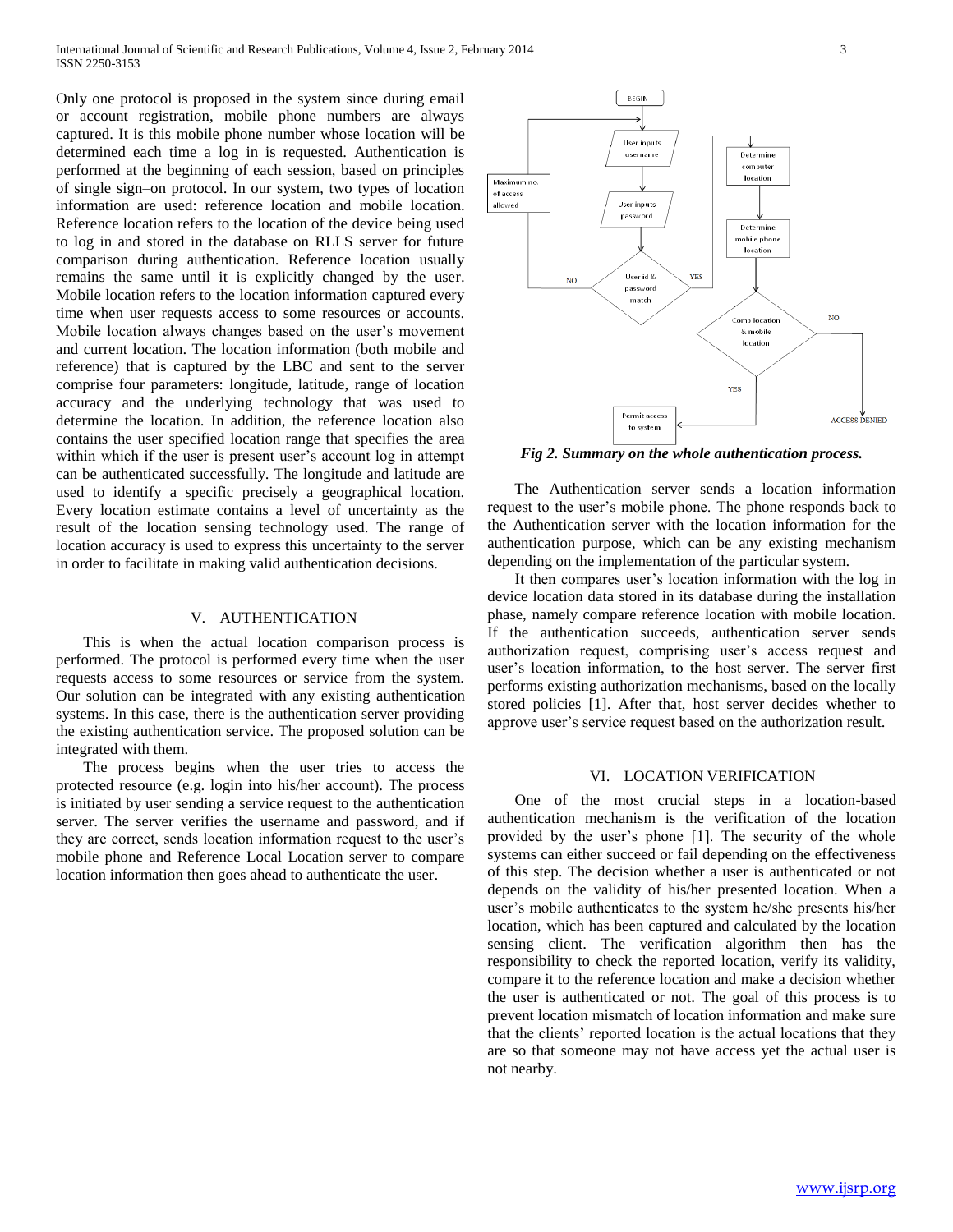Only one protocol is proposed in the system since during email or account registration, mobile phone numbers are always captured. It is this mobile phone number whose location will be determined each time a log in is requested. Authentication is performed at the beginning of each session, based on principles of single sign–on protocol. In our system, two types of location information are used: reference location and mobile location. Reference location refers to the location of the device being used to log in and stored in the database on RLLS server for future comparison during authentication. Reference location usually remains the same until it is explicitly changed by the user. Mobile location refers to the location information captured every time when user requests access to some resources or accounts. Mobile location always changes based on the user's movement and current location. The location information (both mobile and reference) that is captured by the LBC and sent to the server comprise four parameters: longitude, latitude, range of location accuracy and the underlying technology that was used to determine the location. In addition, the reference location also contains the user specified location range that specifies the area within which if the user is present user's account log in attempt can be authenticated successfully. The longitude and latitude are used to identify a specific precisely a geographical location. Every location estimate contains a level of uncertainty as the result of the location sensing technology used. The range of location accuracy is used to express this uncertainty to the server in order to facilitate in making valid authentication decisions.

## V. AUTHENTICATION

This is when the actual location comparison process is performed. The protocol is performed every time when the user requests access to some resources or service from the system. Our solution can be integrated with any existing authentication systems. In this case, there is the authentication server providing the existing authentication service. The proposed solution can be integrated with them.

The process begins when the user tries to access the protected resource (e.g. login into his/her account). The process is initiated by user sending a service request to the authentication server. The server verifies the username and password, and if they are correct, sends location information request to the user's mobile phone and Reference Local Location server to compare location information then goes ahead to authenticate the user.

***Fig 2. Summary on the whole authentication process.***

The Authentication server sends a location information request to the user's mobile phone. The phone responds back to the Authentication server with the location information for the authentication purpose, which can be any existing mechanism depending on the implementation of the particular system.

It then compares user's location information with the log in device location data stored in its database during the installation phase, namely compare reference location with mobile location. If the authentication succeeds, authentication server sends authorization request, comprising user's access request and user's location information, to the host server. The server first performs existing authorization mechanisms, based on the locally stored policies [1]. After that, host server decides whether to approve user's service request based on the authorization result.

## VI. LOCATION VERIFICATION

One of the most crucial steps in a location-based authentication mechanism is the verification of the location provided by the user's phone [1]. The security of the whole systems can either succeed or fail depending on the effectiveness of this step. The decision whether a user is authenticated or not depends on the validity of his/her presented location. When a user's mobile authenticates to the system he/she presents his/her location, which has been captured and calculated by the location sensing client. The verification algorithm then has the responsibility to check the reported location, verify its validity, compare it to the reference location and make a decision whether the user is authenticated or not. The goal of this process is to prevent location mismatch of location information and make sure that the clients' reported location is the actual locations that they are so that someone may not have access yet the actual user is not nearby.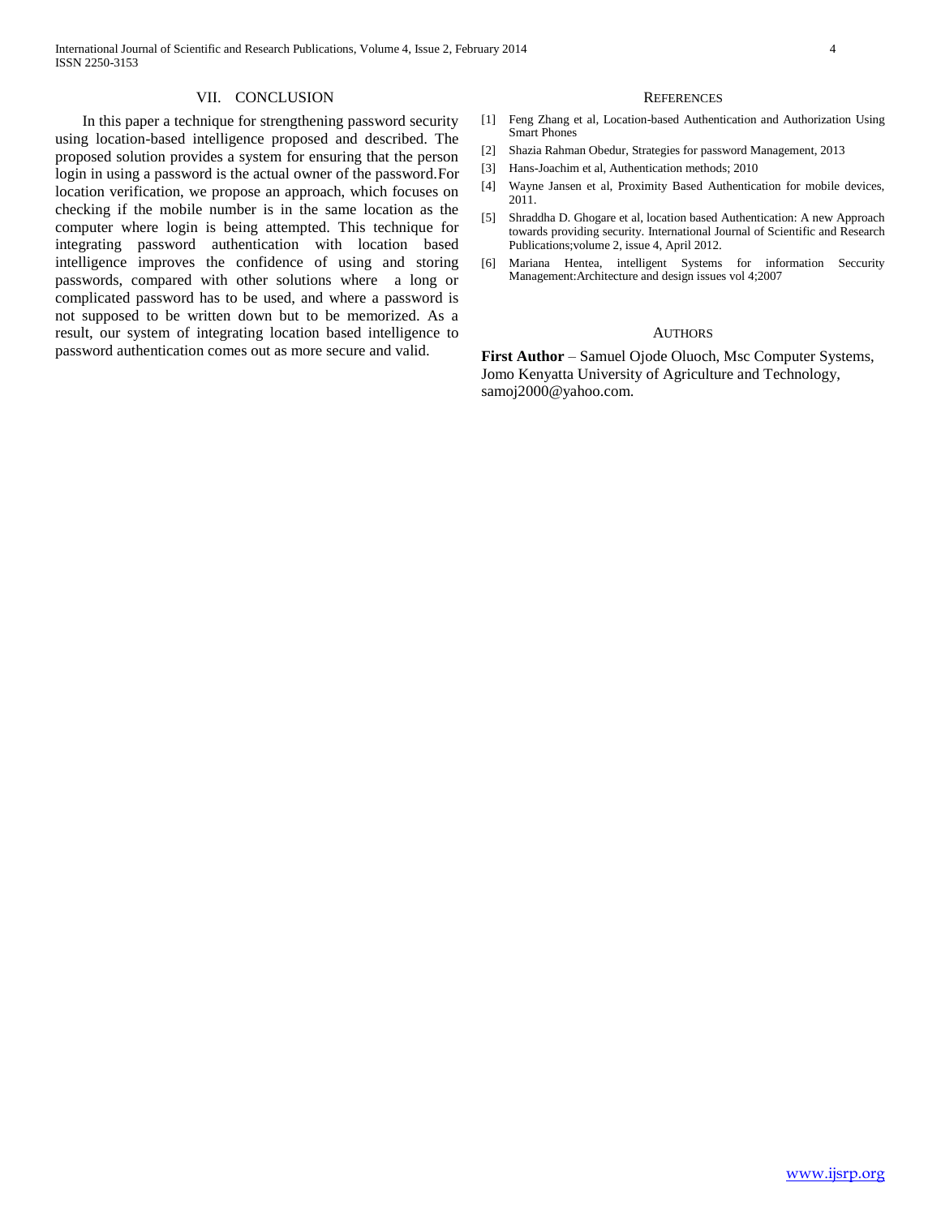## VII. CONCLUSION

In this paper a technique for strengthening password security using location-based intelligence proposed and described. The proposed solution provides a system for ensuring that the person login in using a password is the actual owner of the password.For location verification, we propose an approach, which focuses on checking if the mobile number is in the same location as the computer where login is being attempted. This technique for integrating password authentication with location based intelligence improves the confidence of using and storing passwords, compared with other solutions where a long or complicated password has to be used, and where a password is not supposed to be written down but to be memorized. As a result, our system of integrating location based intelligence to password authentication comes out as more secure and valid.

## REFERENCES

[1] Feng Zhang et al, Location-based Authentication and Authorization Using Smart Phones

[2] Shazia Rahman Obedur, Strategies for password Management, 2013

[3] Hans-Joachim et al, Authentication methods; 2010

[4] Wayne Jansen et al, Proximity Based Authentication for mobile devices, 2011.

[5] Shraddha D. Ghogare et al, location based Authentication: A new Approach towards providing security. International Journal of Scientific and Research Publications;volume 2, issue 4, April 2012.

[6] Mariana Hentea, intelligent Systems for information Seccurity Management:Architecture and design issues vol 4;2007

## AUTHORS

**First Author** – Samuel Ojode Oluoch, Msc Computer Systems, Jomo Kenyatta University of Agriculture and Technology, samoj2000@yahoo.com.